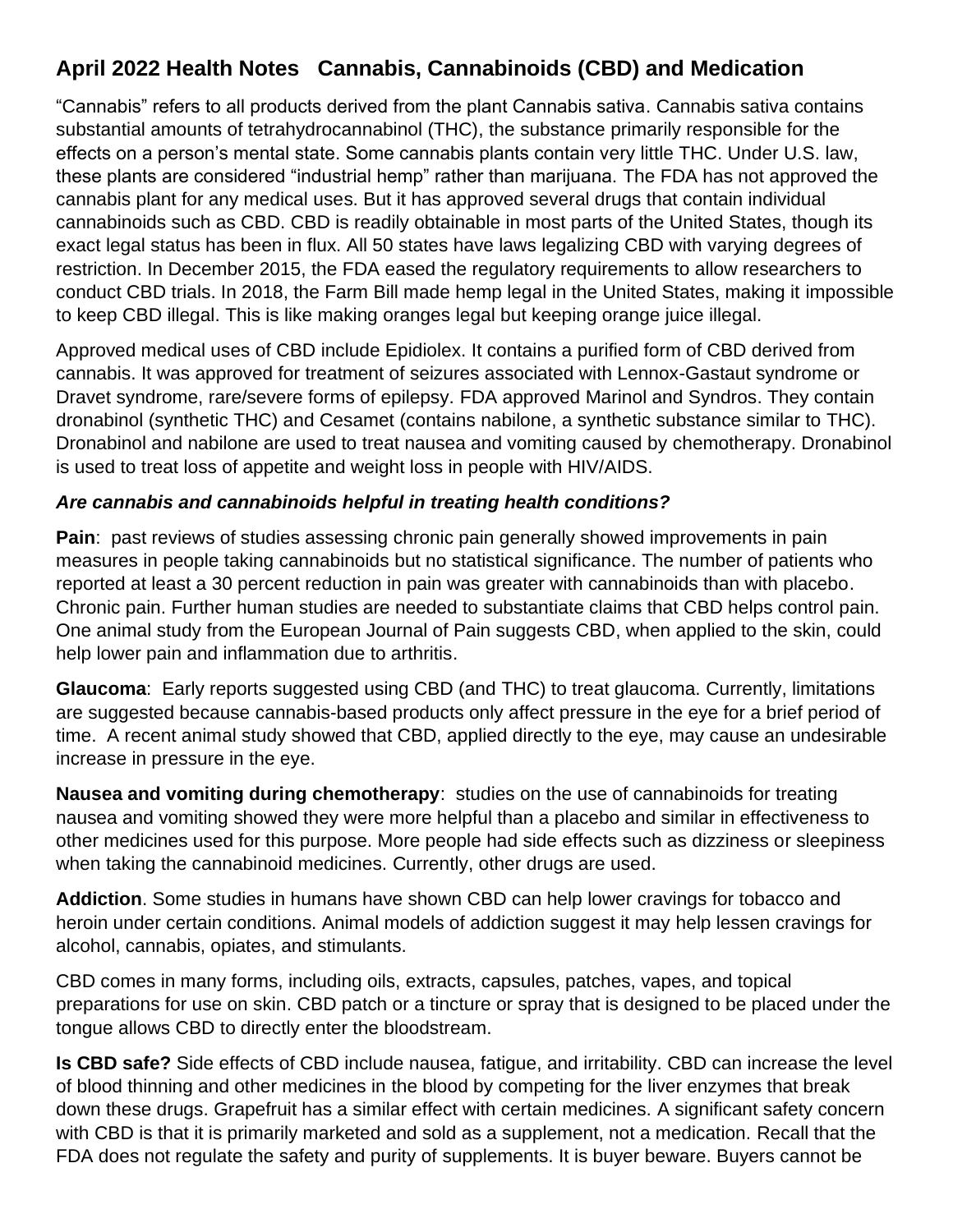# April 2022 Health Notes   Cannabis, Cannabinoids (CBD) and Medication

"Cannabis" refers to all products derived from the plant Cannabis sativa. Cannabis sativa contains substantial amounts of tetrahydrocannabinol (THC), the substance primarily responsible for the effects on a person's mental state. Some cannabis plants contain very little THC. Under U.S. law, these plants are considered "industrial hemp" rather than marijuana. The FDA has not approved the cannabis plant for any medical uses. But it has approved several drugs that contain individual cannabinoids such as CBD. CBD is readily obtainable in most parts of the United States, though its exact legal status has been in flux. All 50 states have laws legalizing CBD with varying degrees of restriction. In December 2015, the FDA eased the regulatory requirements to allow researchers to conduct CBD trials. In 2018, the Farm Bill made hemp legal in the United States, making it impossible to keep CBD illegal. This is like making oranges legal but keeping orange juice illegal.

Approved medical uses of CBD include Epidiolex. It contains a purified form of CBD derived from cannabis. It was approved for treatment of seizures associated with Lennox-Gastaut syndrome or Dravet syndrome, rare/severe forms of epilepsy. FDA approved Marinol and Syndros. They contain dronabinol (synthetic THC) and Cesamet (contains nabilone, a synthetic substance similar to THC). Dronabinol and nabilone are used to treat nausea and vomiting caused by chemotherapy. Dronabinol is used to treat loss of appetite and weight loss in people with HIV/AIDS.

### *Are cannabis and cannabinoids helpful in treating health conditions?*

**Pain**: past reviews of studies assessing chronic pain generally showed improvements in pain measures in people taking cannabinoids but no statistical significance. The number of patients who reported at least a 30 percent reduction in pain was greater with cannabinoids than with placebo. Chronic pain. Further human studies are needed to substantiate claims that CBD helps control pain. One animal study from the European Journal of Pain suggests CBD, when applied to the skin, could help lower pain and inflammation due to arthritis.

**Glaucoma**: Early reports suggested using CBD (and THC) to treat glaucoma. Currently, limitations are suggested because cannabis-based products only affect pressure in the eye for a brief period of time. A recent animal study showed that CBD, applied directly to the eye, may cause an undesirable increase in pressure in the eye.

**Nausea and vomiting during chemotherapy**: studies on the use of cannabinoids for treating nausea and vomiting showed they were more helpful than a placebo and similar in effectiveness to other medicines used for this purpose. More people had side effects such as dizziness or sleepiness when taking the cannabinoid medicines. Currently, other drugs are used.

**Addiction**. Some studies in humans have shown CBD can help lower cravings for tobacco and heroin under certain conditions. Animal models of addiction suggest it may help lessen cravings for alcohol, cannabis, opiates, and stimulants.

CBD comes in many forms, including oils, extracts, capsules, patches, vapes, and topical preparations for use on skin. CBD patch or a tincture or spray that is designed to be placed under the tongue allows CBD to directly enter the bloodstream.

**Is CBD safe?** Side effects of CBD include nausea, fatigue, and irritability. CBD can increase the level of blood thinning and other medicines in the blood by competing for the liver enzymes that break down these drugs. Grapefruit has a similar effect with certain medicines. A significant safety concern with CBD is that it is primarily marketed and sold as a supplement, not a medication. Recall that the FDA does not regulate the safety and purity of supplements. It is buyer beware. Buyers cannot be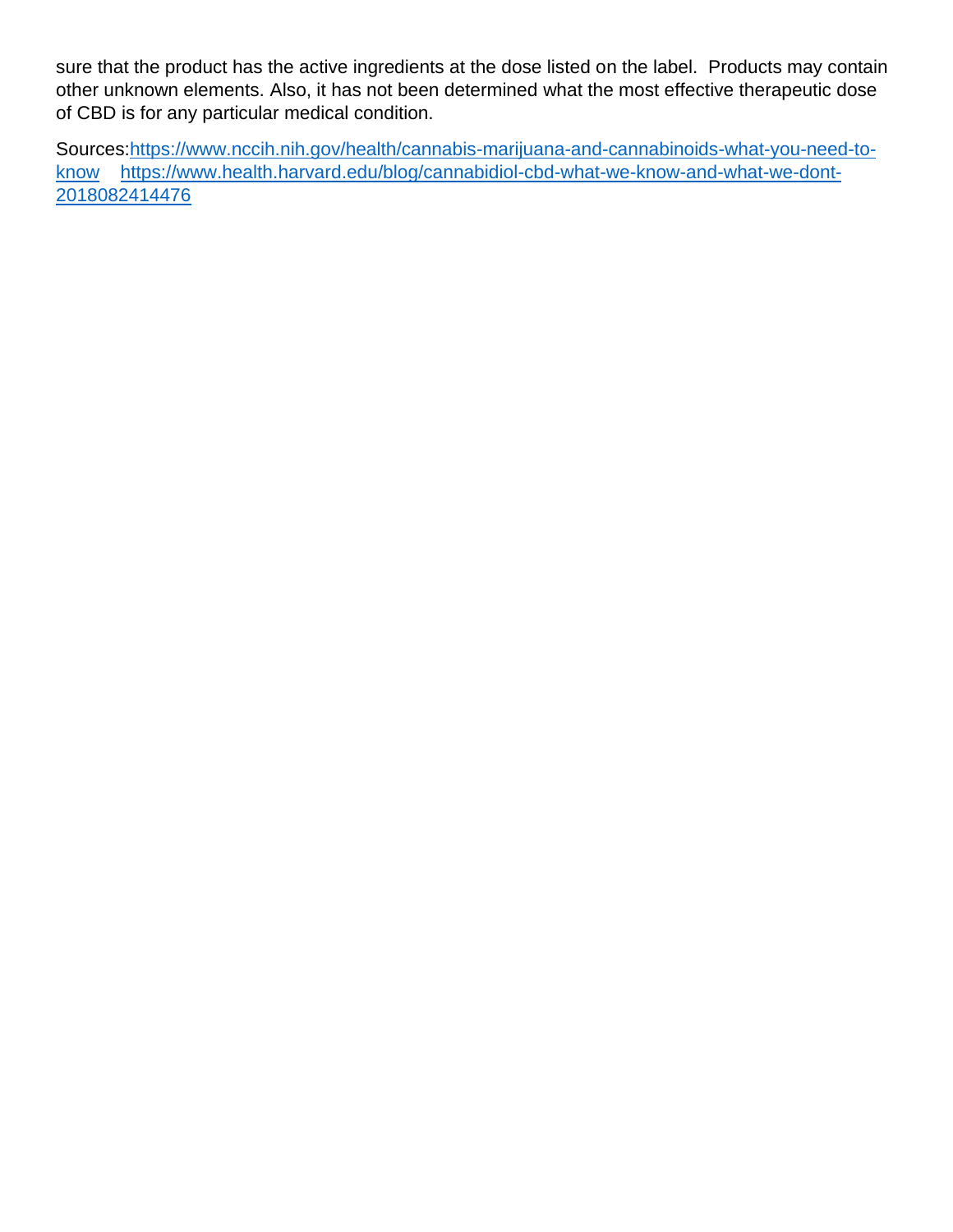sure that the product has the active ingredients at the dose listed on the label. Products may contain other unknown elements. Also, it has not been determined what the most effective therapeutic dose of CBD is for any particular medical condition.

Sources:https://www.nccih.nih.gov/health/cannabis-marijuana-and-cannabinoids-what-you-need-to-know https://www.health.harvard.edu/blog/cannabidiol-cbd-what-we-know-and-what-we-dont-2018082414476